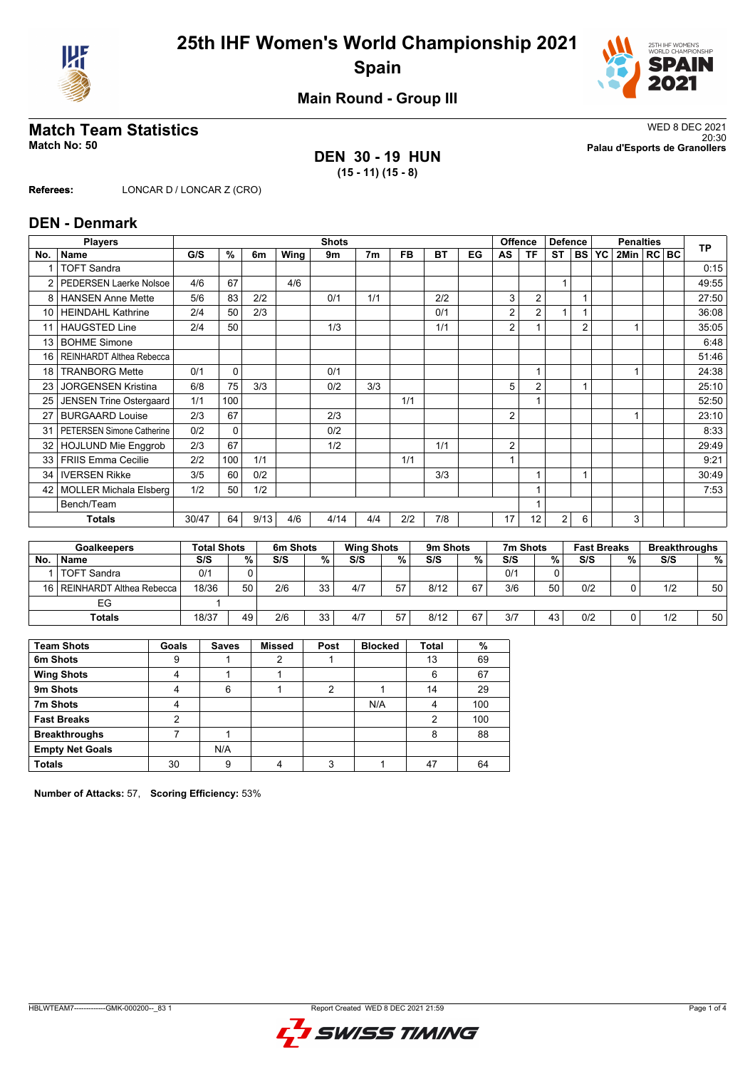# 25th IHF Women's World Championship 2021
## Spain

### Main Round - Group III

## Match Team Statistics

**Match No: 50**

WED 8 DEC 2021
20:30
**Palau d'Esports de Granollers**

**DEN 30 - 19 HUN**
**(15 - 11) (15 - 8)**

**Referees:** LONCAR D / LONCAR Z (CRO)

## DEN - Denmark

| No. | Name | G/S | % | 6m | Wing | 9m | 7m | FB | BT | EG | AS | TF | ST | BS | YC | 2Min | RC | BC | TP |
|---|---|---|---|---|---|---|---|---|---|---|---|---|---|---|---|---|---|---|---|
| 1 | TOFT Sandra | | | | | | | | | | | | | | | | | | 0:15 |
| 2 | PEDERSEN Laerke Nolsoe | 4/6 | 67 | | 4/6 | | | | | | | | 1 | | | | | | 49:55 |
| 8 | HANSEN Anne Mette | 5/6 | 83 | 2/2 | | 0/1 | 1/1 | | 2/2 | | 3 | 2 | | 1 | | | | | 27:50 |
| 10 | HEINDAHL Kathrine | 2/4 | 50 | 2/3 | | | | | 0/1 | | 2 | 2 | 1 | 1 | | | | | 36:08 |
| 11 | HAUGSTED Line | 2/4 | 50 | | | 1/3 | | | 1/1 | | 2 | 1 | | 2 | | 1 | | | 35:05 |
| 13 | BOHME Simone | | | | | | | | | | | | | | | | | | 6:48 |
| 16 | REINHARDT Althea Rebecca | | | | | | | | | | | | | | | | | | 51:46 |
| 18 | TRANBORG Mette | 0/1 | 0 | | | 0/1 | | | | | | 1 | | | | 1 | | | 24:38 |
| 23 | JORGENSEN Kristina | 6/8 | 75 | 3/3 | | 0/2 | 3/3 | | | | 5 | 2 | | 1 | | | | | 25:10 |
| 25 | JENSEN Trine Ostergaard | 1/1 | 100 | | | | | 1/1 | | | | 1 | | | | | | | 52:50 |
| 27 | BURGAARD Louise | 2/3 | 67 | | | 2/3 | | | | | 2 | | | | | 1 | | | 23:10 |
| 31 | PETERSEN Simone Catherine | 0/2 | 0 | | | 0/2 | | | | | | | | | | | | | 8:33 |
| 32 | HOJLUND Mie Enggrob | 2/3 | 67 | | | 1/2 | | | 1/1 | | 2 | | | | | | | | 29:49 |
| 33 | FRIIS Emma Cecilie | 2/2 | 100 | 1/1 | | | | 1/1 | | | 1 | | | | | | | | 9:21 |
| 34 | IVERSEN Rikke | 3/5 | 60 | 0/2 | | | | | 3/3 | | | 1 | | 1 | | | | | 30:49 |
| 42 | MOLLER Michala Elsberg | 1/2 | 50 | 1/2 | | | | | | | | 1 | | | | | | | 7:53 |
| | Bench/Team | | | | | | | | | | | 1 | | | | | | | |
| | **Totals** | 30/47 | 64 | 9/13 | 4/6 | 4/14 | 4/4 | 2/2 | 7/8 | | 17 | 12 | 2 | 6 | | 3 | | | |

| No. | Goalkeepers | Total Shots S/S | % | 6m Shots S/S | % | Wing Shots S/S | % | 9m Shots S/S | % | 7m Shots S/S | % | Fast Breaks S/S | % | Breakthroughs S/S | % |
|---|---|---|---|---|---|---|---|---|---|---|---|---|---|---|---|
| 1 | TOFT Sandra | 0/1 | 0 | | | | | | | 0/1 | 0 | | | | |
| 16 | REINHARDT Althea Rebecca | 18/36 | 50 | 2/6 | 33 | 4/7 | 57 | 8/12 | 67 | 3/6 | 50 | 0/2 | 0 | 1/2 | 50 |
| | EG | 1 | | | | | | | | | | | | | |
| | **Totals** | 18/37 | 49 | 2/6 | 33 | 4/7 | 57 | 8/12 | 67 | 3/7 | 43 | 0/2 | 0 | 1/2 | 50 |

| Team Shots | Goals | Saves | Missed | Post | Blocked | Total | % |
|---|---|---|---|---|---|---|---|
| **6m Shots** | 9 | 1 | 2 | 1 | | 13 | 69 |
| **Wing Shots** | 4 | 1 | 1 | | | 6 | 67 |
| **9m Shots** | 4 | 6 | 1 | 2 | 1 | 14 | 29 |
| **7m Shots** | 4 | | | | N/A | 4 | 100 |
| **Fast Breaks** | 2 | | | | | 2 | 100 |
| **Breakthroughs** | 7 | 1 | | | | 8 | 88 |
| **Empty Net Goals** | | N/A | | | | | |
| **Totals** | 30 | 9 | 4 | 3 | 1 | 47 | 64 |

**Number of Attacks:** 57, **Scoring Efficiency:** 53%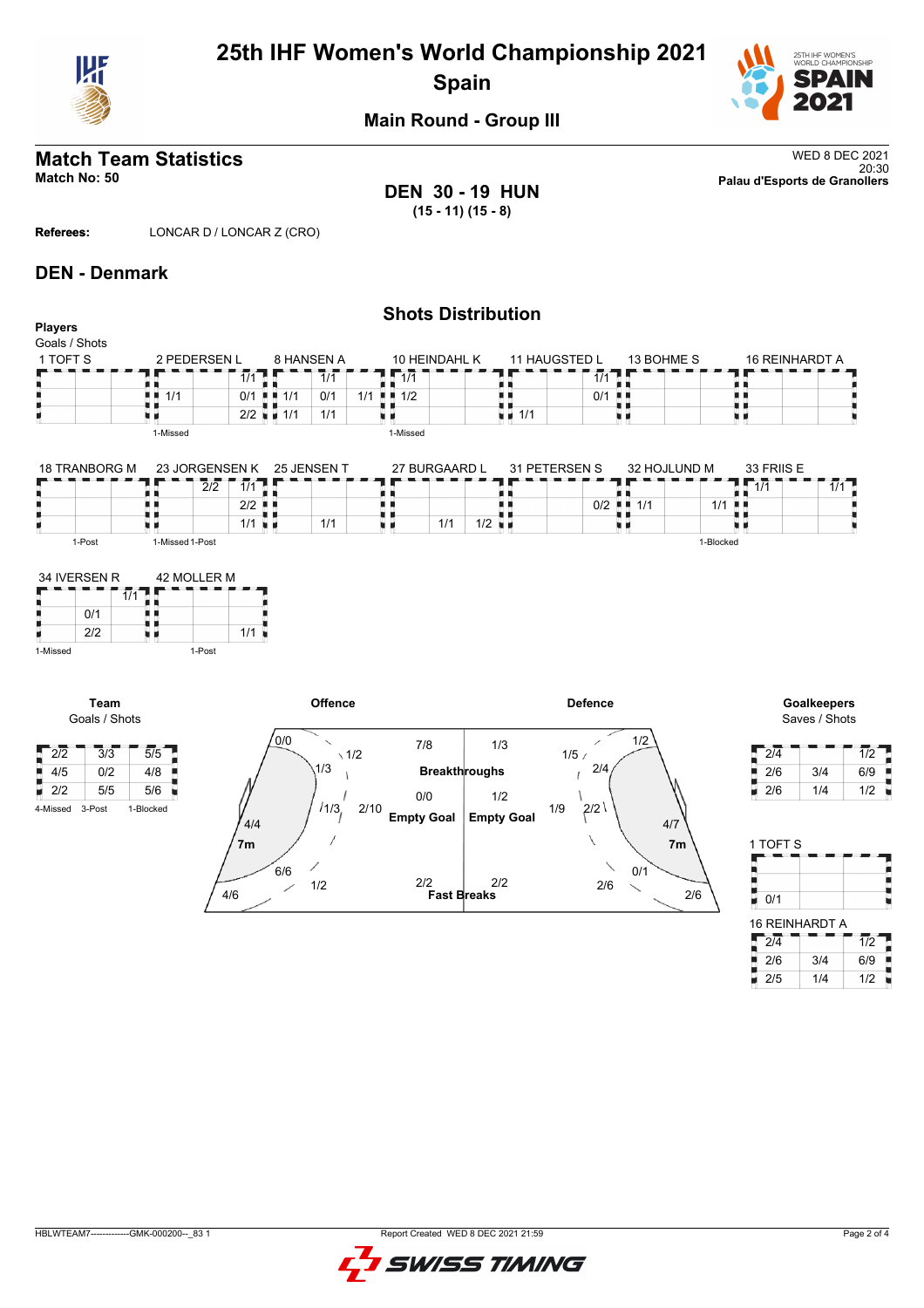# 25th IHF Women's World Championship 2021
## Spain
### Main Round - Group III

## Match Team Statistics

**Match No: 50**

WED 8 DEC 2021
20:30
**Palau d'Esports de Granollers**

**DEN 30 - 19 HUN**
**(15 - 11) (15 - 8)**

**Referees:** LONCAR D / LONCAR Z (CRO)

## DEN - Denmark

### Shots Distribution

**Players**
Goals / Shots

**1 TOFT S**

| | | |
|---|---|---|
| | | |
| | | |
| | | |

**2 PEDERSEN L**

| | | |
|---|---|---|
| | | 1/1 |
| 1/1 | | 0/1 |
| | | 2/2 |

1-Missed

**8 HANSEN A**

| | | |
|---|---|---|
| | 1/1 | |
| 1/1 | 0/1 | 1/1 |
| 1/1 | 1/1 | |

**10 HEINDAHL K**

| | | |
|---|---|---|
| 1/1 | | |
| 1/2 | | |
| | | |

1-Missed

**11 HAUGSTED L**

| | | |
|---|---|---|
| | | 1/1 |
| | | 0/1 |
| 1/1 | | |

**13 BOHME S**

| | | |
|---|---|---|
| | | |
| | | |
| | | |

**16 REINHARDT A**

| | | |
|---|---|---|
| | | |
| | | |
| | | |

**18 TRANBORG M**

| | | |
|---|---|---|
| | | |
| | | |
| | | |

1-Post

**23 JORGENSEN K**

| | | |
|---|---|---|
| | 2/2 | 1/1 |
| | | 2/2 |
| | | 1/1 |

1-Missed 1-Post

**25 JENSEN T**

| | | |
|---|---|---|
| | | |
| | | |
| | 1/1 | |

**27 BURGAARD L**

| | | |
|---|---|---|
| | | |
| | | |
| | 1/1 | 1/2 |

**31 PETERSEN S**

| | | |
|---|---|---|
| | | |
| | | 0/2 |
| | | |

**32 HOJLUND M**

| | | |
|---|---|---|
| | | |
| 1/1 | | 1/1 |
| | | |

1-Blocked

**33 FRIIS E**

| | | |
|---|---|---|
| 1/1 | | 1/1 |
| | | |
| | | |

**34 IVERSEN R**

| | | |
|---|---|---|
| | | 1/1 |
| | 0/1 | |
| | 2/2 | |

1-Missed

**42 MOLLER M**

| | | |
|---|---|---|
| | | |
| | | |
| | | 1/1 |

1-Post

**Team**
Goals / Shots

| | | |
|---|---|---|
| 2/2 | 3/3 | 5/5 |
| 4/5 | 0/2 | 4/8 |
| 2/2 | 5/5 | 5/6 |

4-Missed 3-Post 1-Blocked

**Offence**

| | |
|---|---|
| Wing (left top) | 0/0 |
| | 1/2 |
| | 1/3 |
| | 1/3 |
| 9m | 2/10 |
| 7m | 4/4 |
| | 6/6 |
| | 1/2 |
| Wing (left bottom) | 4/6 |

| | Offence | Defence |
|---|---|---|
| Breakthroughs | 7/8 | 1/3 |
| Empty Goal | 0/0 | 1/2 |
| Fast Breaks | 2/2 | 2/2 |

**Defence**

| | |
|---|---|
| | 1/2 |
| | 1/5 |
| | 2/4 |
| | 2/2 |
| 9m | 1/9 |
| 7m | 4/7 |
| | 0/1 |
| | 2/6 |
| | 2/6 |

**Goalkeepers**
Saves / Shots

| | | |
|---|---|---|
| 2/4 | | 1/2 |
| 2/6 | 3/4 | 6/9 |
| 2/6 | 1/4 | 1/2 |

**1 TOFT S**

| | | |
|---|---|---|
| | | |
| | | |
| 0/1 | | |

**16 REINHARDT A**

| | | |
|---|---|---|
| 2/4 | | 1/2 |
| 2/6 | 3/4 | 6/9 |
| 2/5 | 1/4 | 1/2 |

HBLWTEAM7--------------GMK-000200--_83 1 Report Created WED 8 DEC 2021 21:59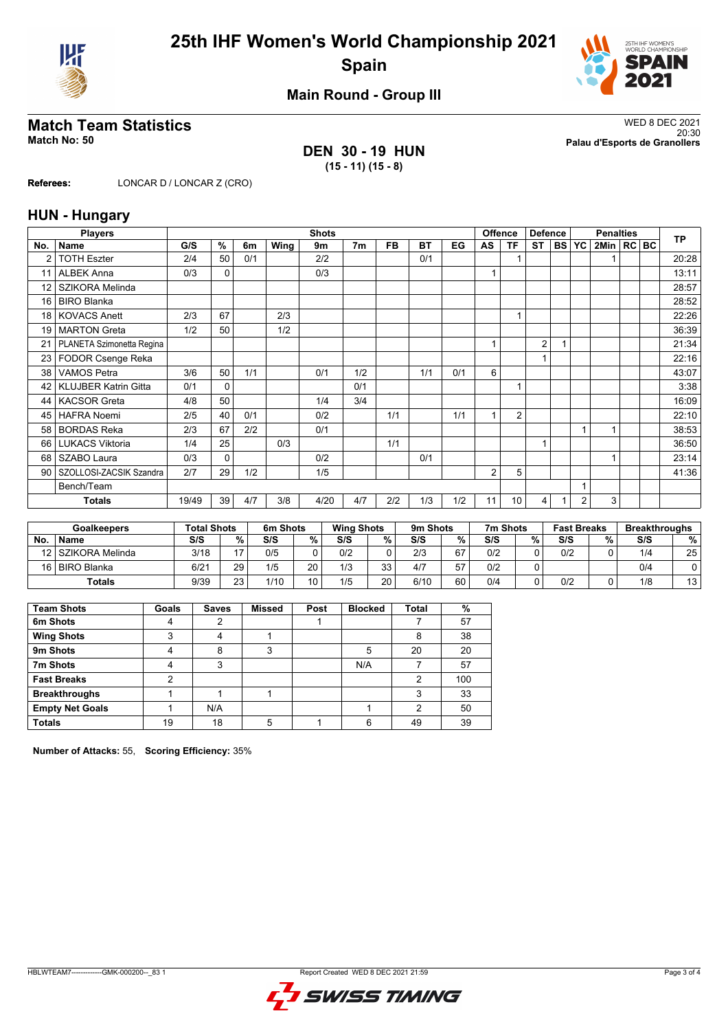# 25th IHF Women's World Championship 2021
## Spain

### Main Round - Group III

## Match Team Statistics

**Match No: 50**

WED 8 DEC 2021
20:30
**Palau d'Esports de Granollers**

**DEN 30 - 19 HUN**
**(15 - 11) (15 - 8)**

**Referees:** LONCAR D / LONCAR Z (CRO)

## HUN - Hungary

| Players | | Shots | | | | | | | | | Offence | | Defence | | Penalties | | | | TP |
|---|---|---|---|---|---|---|---|---|---|---|---|---|---|---|---|---|---|---|---|
| No. | Name | G/S | % | 6m | Wing | 9m | 7m | FB | BT | EG | AS | TF | ST | BS | YC | 2Min | RC | BC | |
| 2 | TOTH Eszter | 2/4 | 50 | 0/1 | | 2/2 | | | 0/1 | | | 1 | | | | 1 | | | 20:28 |
| 11 | ALBEK Anna | 0/3 | 0 | | | 0/3 | | | | | 1 | | | | | | | | 13:11 |
| 12 | SZIKORA Melinda | | | | | | | | | | | | | | | | | | 28:57 |
| 16 | BIRO Blanka | | | | | | | | | | | | | | | | | | 28:52 |
| 18 | KOVACS Anett | 2/3 | 67 | | 2/3 | | | | | | | 1 | | | | | | | 22:26 |
| 19 | MARTON Greta | 1/2 | 50 | | 1/2 | | | | | | | | | | | | | | 36:39 |
| 21 | PLANETA Szimonetta Regina | | | | | | | | | | 1 | | 2 | 1 | | | | | 21:34 |
| 23 | FODOR Csenge Reka | | | | | | | | | | | | 1 | | | | | | 22:16 |
| 38 | VAMOS Petra | 3/6 | 50 | 1/1 | | 0/1 | 1/2 | | 1/1 | 0/1 | 6 | | | | | | | | 43:07 |
| 42 | KLUJBER Katrin Gitta | 0/1 | 0 | | | | 0/1 | | | | | 1 | | | | | | | 3:38 |
| 44 | KACSOR Greta | 4/8 | 50 | | | 1/4 | 3/4 | | | | | | | | | | | | 16:09 |
| 45 | HAFRA Noemi | 2/5 | 40 | 0/1 | | 0/2 | | 1/1 | | 1/1 | 1 | 2 | | | | | | | 22:10 |
| 58 | BORDAS Reka | 2/3 | 67 | 2/2 | | 0/1 | | | | | | | | | 1 | 1 | | | 38:53 |
| 66 | LUKACS Viktoria | 1/4 | 25 | | 0/3 | | | 1/1 | | | | | 1 | | | | | | 36:50 |
| 68 | SZABO Laura | 0/3 | 0 | | | 0/2 | | | 0/1 | | | | | | | 1 | | | 23:14 |
| 90 | SZOLLOSI-ZACSIK Szandra | 2/7 | 29 | 1/2 | | 1/5 | | | | | 2 | 5 | | | | | | | 41:36 |
| | Bench/Team | | | | | | | | | | | | | | 1 | | | | |
| | **Totals** | 19/49 | 39 | 4/7 | 3/8 | 4/20 | 4/7 | 2/2 | 1/3 | 1/2 | 11 | 10 | 4 | 1 | 2 | 3 | | | |

| Goalkeepers | | Total Shots | | 6m Shots | | Wing Shots | | 9m Shots | | 7m Shots | | Fast Breaks | | Breakthroughs | |
|---|---|---|---|---|---|---|---|---|---|---|---|---|---|---|---|
| No. | Name | S/S | % | S/S | % | S/S | % | S/S | % | S/S | % | S/S | % | S/S | % |
| 12 | SZIKORA Melinda | 3/18 | 17 | 0/5 | 0 | 0/2 | 0 | 2/3 | 67 | 0/2 | 0 | 0/2 | 0 | 1/4 | 25 |
| 16 | BIRO Blanka | 6/21 | 29 | 1/5 | 20 | 1/3 | 33 | 4/7 | 57 | 0/2 | 0 | | | 0/4 | 0 |
| | **Totals** | 9/39 | 23 | 1/10 | 10 | 1/5 | 20 | 6/10 | 60 | 0/4 | 0 | 0/2 | 0 | 1/8 | 13 |

| Team Shots | Goals | Saves | Missed | Post | Blocked | Total | % |
|---|---|---|---|---|---|---|---|
| 6m Shots | 4 | 2 | | 1 | | 7 | 57 |
| Wing Shots | 3 | 4 | 1 | | | 8 | 38 |
| 9m Shots | 4 | 8 | 3 | | 5 | 20 | 20 |
| 7m Shots | 4 | 3 | | | N/A | 7 | 57 |
| Fast Breaks | 2 | | | | | 2 | 100 |
| Breakthroughs | 1 | 1 | 1 | | | 3 | 33 |
| Empty Net Goals | 1 | N/A | | | 1 | 2 | 50 |
| Totals | 19 | 18 | 5 | 1 | 6 | 49 | 39 |

**Number of Attacks:** 55, **Scoring Efficiency:** 35%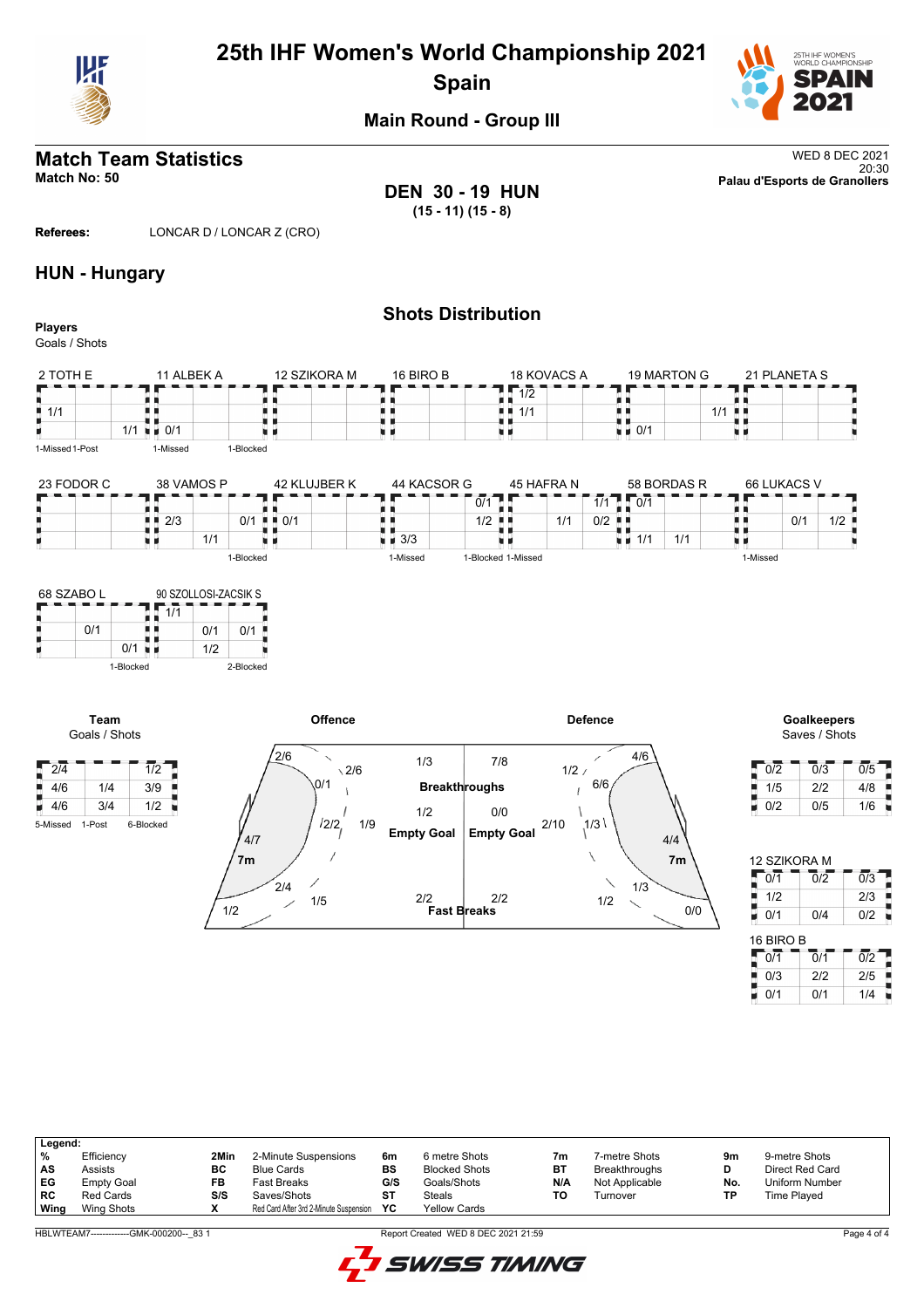# 25th IHF Women's World Championship 2021

## Spain

### Main Round - Group III

## Match Team Statistics

**Match No: 50**

WED 8 DEC 2021
20:30
**Palau d'Esports de Granollers**

**DEN 30 - 19 HUN**
**(15 - 11) (15 - 8)**

**Referees:** LONCAR D / LONCAR Z (CRO)

## HUN - Hungary

### Shots Distribution

**Players**
Goals / Shots

2 TOTH E
1/1
1-Missed 1-Post

11 ALBEK A
1/1
0/1
1-Missed 1-Blocked

12 SZIKORA M

16 BIRO B

18 KOVACS A
1/2
1/1

19 MARTON G
1/1
0/1

21 PLANETA S

23 FODOR C

38 VAMOS P
2/3 0/1
1/1
1-Blocked

42 KLUJBER K
0/1

44 KACSOR G
0/1
1/2
3/3
1-Missed 1-Blocked

45 HAFRA N
1/1
1/1 0/2
1-Missed

58 BORDAS R
0/1
1/1 1/1

66 LUKACS V
0/1 1/2
1-Missed

68 SZABO L
0/1
0/1
1-Blocked

90 SZOLLOSI-ZACSIK S
1/1
0/1 0/1
1/2
2-Blocked

**Team**
Goals / Shots

| | | |
|---|---|---|
| 2/4 | | 1/2 |
| 4/6 | 1/4 | 3/9 |
| 4/6 | 3/4 | 1/2 |

5-Missed 1-Post 6-Blocked

**Offence**

2/6
2/6
0/1
2/2
1/9
4/7
7m
2/4
1/5
1/2

1/3 Breakthroughs 7/8
1/2 Empty Goal 0/0
2/2 Fast Breaks 2/2

**Defence**

4/6
1/2
6/6
2/10
1/3
4/4
7m
1/3
1/2
0/0

**Goalkeepers**
Saves / Shots

| | | |
|---|---|---|
| 0/2 | 0/3 | 0/5 |
| 1/5 | 2/2 | 4/8 |
| 0/2 | 0/5 | 1/6 |

12 SZIKORA M

| | | |
|---|---|---|
| 0/1 | 0/2 | 0/3 |
| 1/2 | | 2/3 |
| 0/1 | 0/4 | 0/2 |

16 BIRO B

| | | |
|---|---|---|
| 0/1 | 0/1 | 0/2 |
| 0/3 | 2/2 | 2/5 |
| 0/1 | 0/1 | 1/4 |

**Legend:**

| | | | | | | | | | |
|---|---|---|---|---|---|---|---|---|---|
| % | Efficiency | 2Min | 2-Minute Suspensions | 6m | 6 metre Shots | 7m | 7-metre Shots | 9m | 9-metre Shots |
| AS | Assists | BC | Blue Cards | BS | Blocked Shots | BT | Breakthroughs | D | Direct Red Card |
| EG | Empty Goal | FB | Fast Breaks | G/S | Goals/Shots | N/A | Not Applicable | No. | Uniform Number |
| RC | Red Cards | S/S | Saves/Shots | ST | Steals | TO | Turnover | TP | Time Played |
| Wing | Wing Shots | X | Red Card After 3rd 2-Minute Suspension | YC | Yellow Cards | | | | |

HBLWTEAM7--------------GMK-000200--_83 1 Report Created WED 8 DEC 2021 21:59